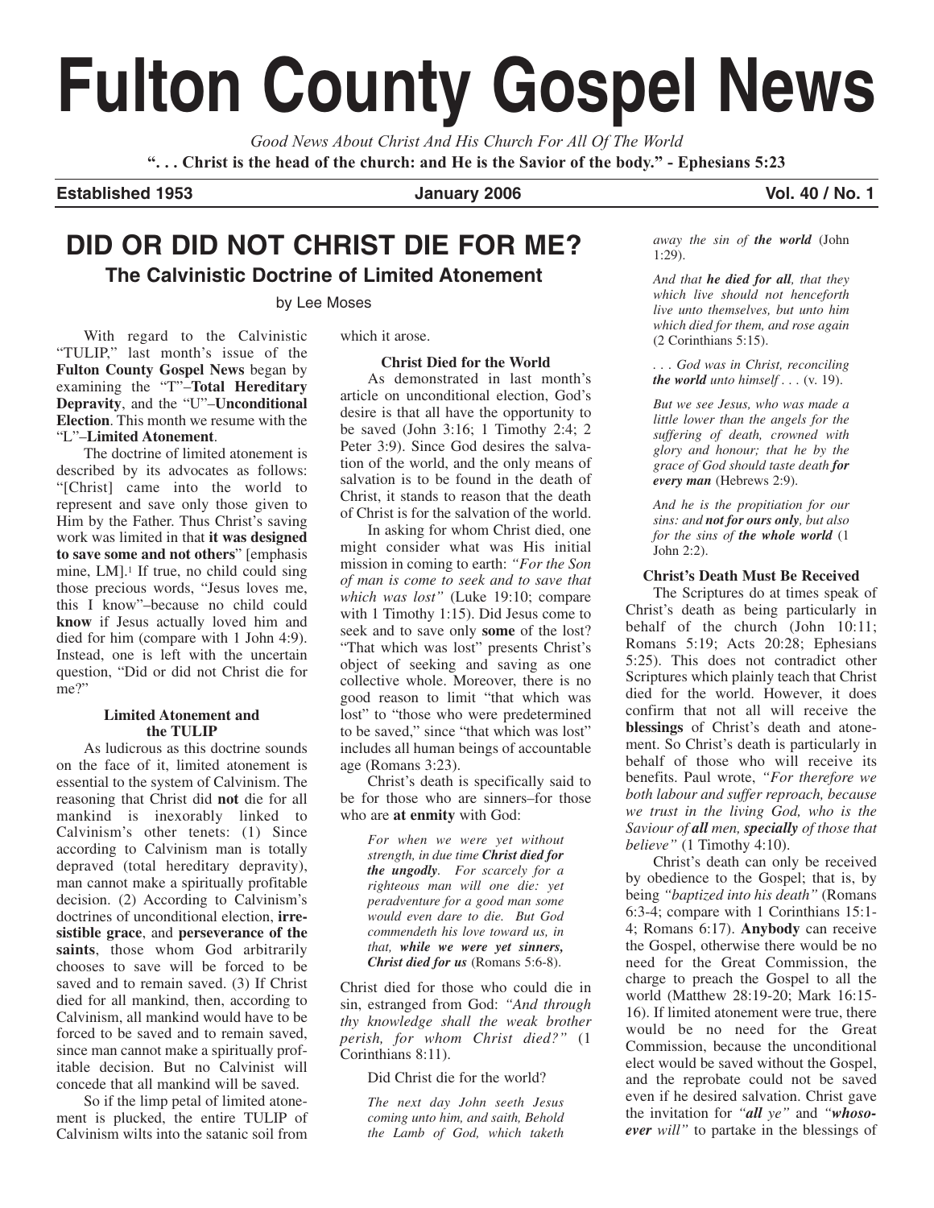# Fulton County Gospel News

*Good News About Christ And His Church For All Of The World*

**". . . Christ is the head of the church: and He is the Savior of the body." - Ephesians 5:23**

**Established 1953** **January 2006** **Vol. 40 / No. 1**

## DID OR DID NOT CHRIST DIE FOR ME?

### The Calvinistic Doctrine of Limited Atonement

by Lee Moses

With regard to the Calvinistic "TULIP," last month's issue of the **Fulton County Gospel News** began by examining the "T"–**Total Hereditary Depravity**, and the "U"–**Unconditional Election**. This month we resume with the "L"–**Limited Atonement**.

The doctrine of limited atonement is described by its advocates as follows: "[Christ] came into the world to represent and save only those given to Him by the Father. Thus Christ's saving work was limited in that **it was designed to save some and not others**" [emphasis mine, LM].[1] If true, no child could sing those precious words, "Jesus loves me, this I know"–because no child could **know** if Jesus actually loved him and died for him (compare with 1 John 4:9). Instead, one is left with the uncertain question, "Did or did not Christ die for me?"

**Limited Atonement and the TULIP**

As ludicrous as this doctrine sounds on the face of it, limited atonement is essential to the system of Calvinism. The reasoning that Christ did **not** die for all mankind is inexorably linked to Calvinism's other tenets: (1) Since according to Calvinism man is totally depraved (total hereditary depravity), man cannot make a spiritually profitable decision. (2) According to Calvinism's doctrines of unconditional election, **irresistible grace**, and **perseverance of the saints**, those whom God arbitrarily chooses to save will be forced to be saved and to remain saved. (3) If Christ died for all mankind, then, according to Calvinism, all mankind would have to be forced to be saved and to remain saved, since man cannot make a spiritually profitable decision. But no Calvinist will concede that all mankind will be saved.

So if the limp petal of limited atonement is plucked, the entire TULIP of Calvinism wilts into the satanic soil from which it arose.

**Christ Died for the World**

As demonstrated in last month's article on unconditional election, God's desire is that all have the opportunity to be saved (John 3:16; 1 Timothy 2:4; 2 Peter 3:9). Since God desires the salvation of the world, and the only means of salvation is to be found in the death of Christ, it stands to reason that the death of Christ is for the salvation of the world.

In asking for whom Christ died, one might consider what was His initial mission in coming to earth: *"For the Son of man is come to seek and to save that which was lost"* (Luke 19:10; compare with 1 Timothy 1:15). Did Jesus come to seek and to save only **some** of the lost? "That which was lost" presents Christ's object of seeking and saving as one collective whole. Moreover, there is no good reason to limit "that which was lost" to "those who were predetermined to be saved," since "that which was lost" includes all human beings of accountable age (Romans 3:23).

Christ's death is specifically said to be for those who are sinners–for those who are **at enmity** with God:

> *For when we were yet without strength, in due time* ***Christ died for the ungodly****. For scarcely for a righteous man will one die: yet peradventure for a good man some would even dare to die. But God commendeth his love toward us, in that,* ***while we were yet sinners, Christ died for us*** (Romans 5:6-8).

Christ died for those who could die in sin, estranged from God: *"And through thy knowledge shall the weak brother perish, for whom Christ died?"* (1 Corinthians 8:11).

Did Christ die for the world?

> *The next day John seeth Jesus coming unto him, and saith, Behold the Lamb of God, which taketh away the sin of* ***the world*** (John 1:29).
>
> *And that* ***he died for all****, that they which live should not henceforth live unto themselves, but unto him which died for them, and rose again* (2 Corinthians 5:15).
>
> *. . . God was in Christ, reconciling* ***the world*** *unto himself . . .* (v. 19).
>
> *But we see Jesus, who was made a little lower than the angels for the suffering of death, crowned with glory and honour; that he by the grace of God should taste death* ***for every man*** (Hebrews 2:9).
>
> *And he is the propitiation for our sins: and* ***not for ours only****, but also for the sins of* ***the whole world*** (1 John 2:2).

**Christ's Death Must Be Received**

The Scriptures do at times speak of Christ's death as being particularly in behalf of the church (John 10:11; Romans 5:19; Acts 20:28; Ephesians 5:25). This does not contradict other Scriptures which plainly teach that Christ died for the world. However, it does confirm that not all will receive the **blessings** of Christ's death and atonement. So Christ's death is particularly in behalf of those who will receive its benefits. Paul wrote, *"For therefore we both labour and suffer reproach, because we trust in the living God, who is the Saviour of* ***all*** *men,* ***specially*** *of those that believe"* (1 Timothy 4:10).

Christ's death can only be received by obedience to the Gospel; that is, by being *"baptized into his death"* (Romans 6:3-4; compare with 1 Corinthians 15:1-4; Romans 6:17). **Anybody** can receive the Gospel, otherwise there would be no need for the Great Commission, the charge to preach the Gospel to all the world (Matthew 28:19-20; Mark 16:15-16). If limited atonement were true, there would be no need for the Great Commission, because the unconditional elect would be saved without the Gospel, and the reprobate could not be saved even if he desired salvation. Christ gave the invitation for *"****all*** *ye"* and *"****whosoever*** *will"* to partake in the blessings of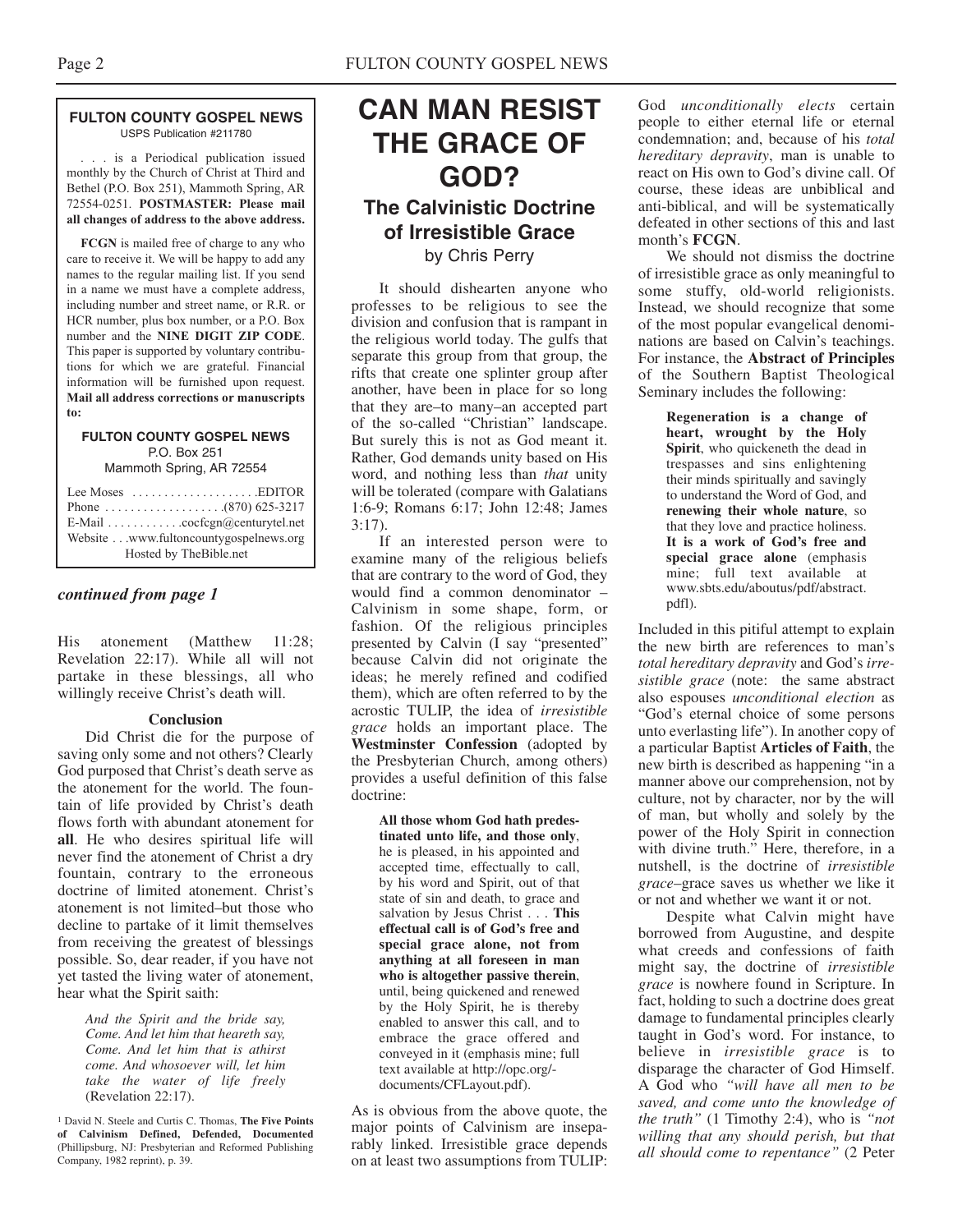**FULTON COUNTY GOSPEL NEWS**
USPS Publication #211780

. . . is a Periodical publication issued monthly by the Church of Christ at Third and Bethel (P.O. Box 251), Mammoth Spring, AR 72554-0251. **POSTMASTER: Please mail all changes of address to the above address.**

**FCGN** is mailed free of charge to any who care to receive it. We will be happy to add any names to the regular mailing list. If you send in a name we must have a complete address, including number and street name, or R.R. or HCR number, plus box number, or a P.O. Box number and the **NINE DIGIT ZIP CODE**. This paper is supported by voluntary contributions for which we are grateful. Financial information will be furnished upon request. **Mail all address corrections or manuscripts to:**

**FULTON COUNTY GOSPEL NEWS**
P.O. Box 251
Mammoth Spring, AR 72554

Lee Moses . . . . . . . . . . . . . . . . . . . .EDITOR
Phone . . . . . . . . . . . . . . . . . . .(870) 625-3217
E-Mail . . . . . . . . . . . .cocfcgn@centurytel.net
Website . . .www.fultoncountygospelnews.org
Hosted by TheBible.net

***continued from page 1***

His atonement (Matthew 11:28; Revelation 22:17). While all will not partake in these blessings, all who willingly receive Christ's death will.

**Conclusion**

Did Christ die for the purpose of saving only some and not others? Clearly God purposed that Christ's death serve as the atonement for the world. The fountain of life provided by Christ's death flows forth with abundant atonement for **all**. He who desires spiritual life will never find the atonement of Christ a dry fountain, contrary to the erroneous doctrine of limited atonement. Christ's atonement is not limited–but those who decline to partake of it limit themselves from receiving the greatest of blessings possible. So, dear reader, if you have not yet tasted the living water of atonement, hear what the Spirit saith:

> *And the Spirit and the bride say, Come. And let him that heareth say, Come. And let him that is athirst come. And whosoever will, let him take the water of life freely* (Revelation 22:17).

[1] David N. Steele and Curtis C. Thomas, **The Five Points of Calvinism Defined, Defended, Documented** (Phillipsburg, NJ: Presbyterian and Reformed Publishing Company, 1982 reprint), p. 39.

# CAN MAN RESIST THE GRACE OF GOD?

## The Calvinistic Doctrine of Irresistible Grace

by Chris Perry

It should dishearten anyone who professes to be religious to see the division and confusion that is rampant in the religious world today. The gulfs that separate this group from that group, the rifts that create one splinter group after another, have been in place for so long that they are–to many–an accepted part of the so-called "Christian" landscape. But surely this is not as God meant it. Rather, God demands unity based on His word, and nothing less than *that* unity will be tolerated (compare with Galatians 1:6-9; Romans 6:17; John 12:48; James 3:17).

If an interested person were to examine many of the religious beliefs that are contrary to the word of God, they would find a common denominator – Calvinism in some shape, form, or fashion. Of the religious principles presented by Calvin (I say "presented" because Calvin did not originate the ideas; he merely refined and codified them), which are often referred to by the acrostic TULIP, the idea of *irresistible grace* holds an important place. The **Westminster Confession** (adopted by the Presbyterian Church, among others) provides a useful definition of this false doctrine:

> **All those whom God hath predestinated unto life, and those only**, he is pleased, in his appointed and accepted time, effectually to call, by his word and Spirit, out of that state of sin and death, to grace and salvation by Jesus Christ . . . **This effectual call is of God's free and special grace alone, not from anything at all foreseen in man who is altogether passive therein**, until, being quickened and renewed by the Holy Spirit, he is thereby enabled to answer this call, and to embrace the grace offered and conveyed in it (emphasis mine; full text available at http://opc.org/-documents/CFLayout.pdf).

As is obvious from the above quote, the major points of Calvinism are inseparably linked. Irresistible grace depends on at least two assumptions from TULIP: God *unconditionally elects* certain people to either eternal life or eternal condemnation; and, because of his *total hereditary depravity*, man is unable to react on His own to God's divine call. Of course, these ideas are unbiblical and anti-biblical, and will be systematically defeated in other sections of this and last month's **FCGN**.

We should not dismiss the doctrine of irresistible grace as only meaningful to some stuffy, old-world religionists. Instead, we should recognize that some of the most popular evangelical denominations are based on Calvin's teachings. For instance, the **Abstract of Principles** of the Southern Baptist Theological Seminary includes the following:

> **Regeneration is a change of heart, wrought by the Holy Spirit**, who quickeneth the dead in trespasses and sins enlightening their minds spiritually and savingly to understand the Word of God, and **renewing their whole nature**, so that they love and practice holiness. **It is a work of God's free and special grace alone** (emphasis mine; full text available at www.sbts.edu/aboutus/pdf/abstract.pdfl).

Included in this pitiful attempt to explain the new birth are references to man's *total hereditary depravity* and God's *irresistible grace* (note: the same abstract also espouses *unconditional election* as "God's eternal choice of some persons unto everlasting life"). In another copy of a particular Baptist **Articles of Faith**, the new birth is described as happening "in a manner above our comprehension, not by culture, not by character, nor by the will of man, but wholly and solely by the power of the Holy Spirit in connection with divine truth." Here, therefore, in a nutshell, is the doctrine of *irresistible grace*–grace saves us whether we like it or not and whether we want it or not.

Despite what Calvin might have borrowed from Augustine, and despite what creeds and confessions of faith might say, the doctrine of *irresistible grace* is nowhere found in Scripture. In fact, holding to such a doctrine does great damage to fundamental principles clearly taught in God's word. For instance, to believe in *irresistible grace* is to disparage the character of God Himself. A God who *"will have all men to be saved, and come unto the knowledge of the truth"* (1 Timothy 2:4), who is *"not willing that any should perish, but that all should come to repentance"* (2 Peter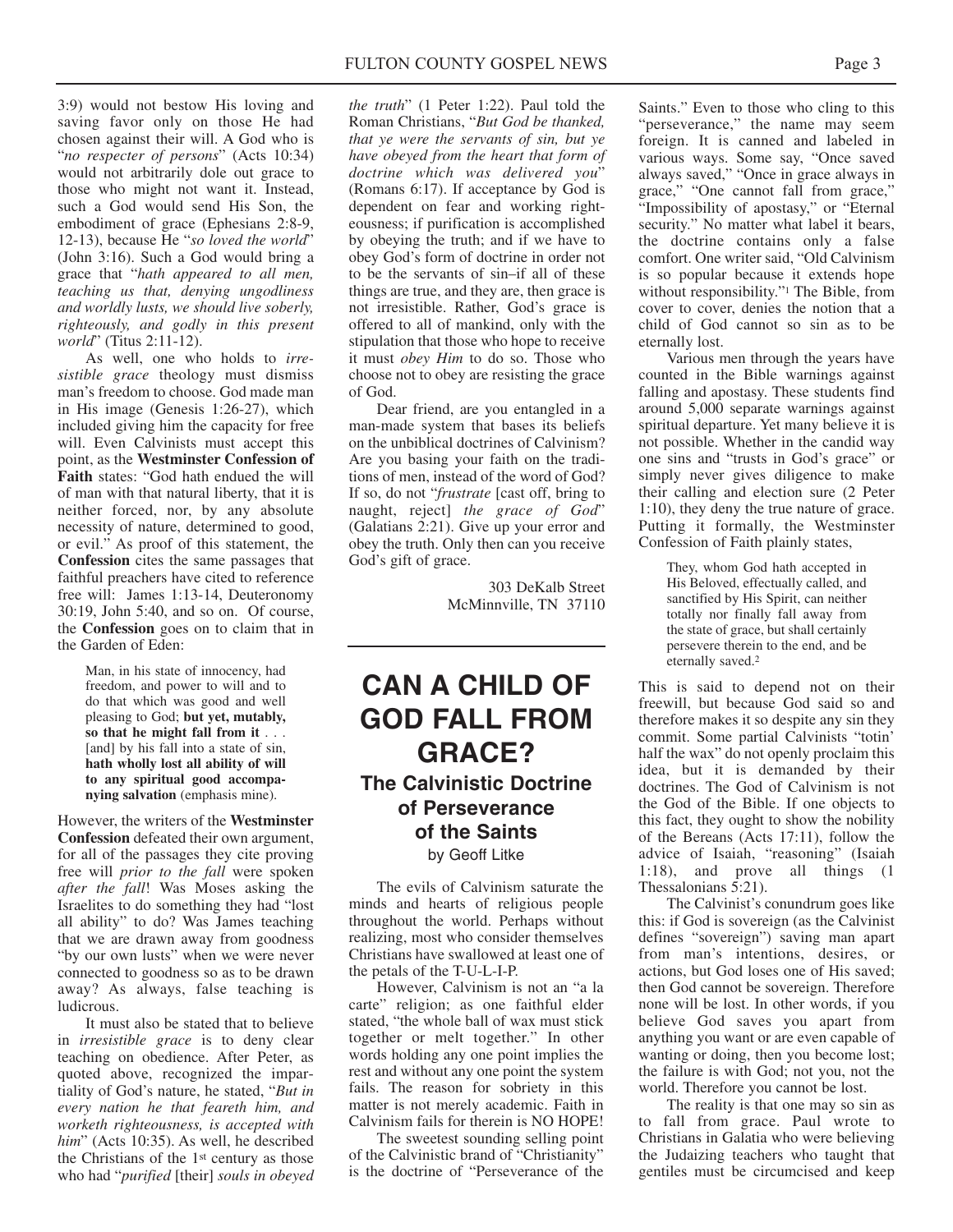3:9) would not bestow His loving and saving favor only on those He had chosen against their will. A God who is "*no respecter of persons*" (Acts 10:34) would not arbitrarily dole out grace to those who might not want it. Instead, such a God would send His Son, the embodiment of grace (Ephesians 2:8-9, 12-13), because He "*so loved the world*" (John 3:16). Such a God would bring a grace that "*hath appeared to all men, teaching us that, denying ungodliness and worldly lusts, we should live soberly, righteously, and godly in this present world*" (Titus 2:11-12).

As well, one who holds to *irresistible grace* theology must dismiss man's freedom to choose. God made man in His image (Genesis 1:26-27), which included giving him the capacity for free will. Even Calvinists must accept this point, as the **Westminster Confession of Faith** states: "God hath endued the will of man with that natural liberty, that it is neither forced, nor, by any absolute necessity of nature, determined to good, or evil." As proof of this statement, the **Confession** cites the same passages that faithful preachers have cited to reference free will: James 1:13-14, Deuteronomy 30:19, John 5:40, and so on. Of course, the **Confession** goes on to claim that in the Garden of Eden:

> Man, in his state of innocency, had freedom, and power to will and to do that which was good and well pleasing to God; **but yet, mutably, so that he might fall from it** . . . [and] by his fall into a state of sin, **hath wholly lost all ability of will to any spiritual good accompanying salvation** (emphasis mine).

However, the writers of the **Westminster Confession** defeated their own argument, for all of the passages they cite proving free will *prior to the fall* were spoken *after the fall*! Was Moses asking the Israelites to do something they had "lost all ability" to do? Was James teaching that we are drawn away from goodness "by our own lusts" when we were never connected to goodness so as to be drawn away? As always, false teaching is ludicrous.

It must also be stated that to believe in *irresistible grace* is to deny clear teaching on obedience. After Peter, as quoted above, recognized the impartiality of God's nature, he stated, "*But in every nation he that feareth him, and worketh righteousness, is accepted with him*" (Acts 10:35). As well, he described the Christians of the 1st century as those who had "*purified* [their] *souls in obeyed the truth*" (1 Peter 1:22). Paul told the Roman Christians, "*But God be thanked, that ye were the servants of sin, but ye have obeyed from the heart that form of doctrine which was delivered you*" (Romans 6:17). If acceptance by God is dependent on fear and working righteousness; if purification is accomplished by obeying the truth; and if we have to obey God's form of doctrine in order not to be the servants of sin–if all of these things are true, and they are, then grace is not irresistible. Rather, God's grace is offered to all of mankind, only with the stipulation that those who hope to receive it must *obey Him* to do so. Those who choose not to obey are resisting the grace of God.

Dear friend, are you entangled in a man-made system that bases its beliefs on the unbiblical doctrines of Calvinism? Are you basing your faith on the traditions of men, instead of the word of God? If so, do not "*frustrate* [cast off, bring to naught, reject] *the grace of God*" (Galatians 2:21). Give up your error and obey the truth. Only then can you receive God's gift of grace.

303 DeKalb Street
McMinnville, TN 37110

# CAN A CHILD OF GOD FALL FROM GRACE?

## The Calvinistic Doctrine of Perseverance of the Saints

by Geoff Litke

The evils of Calvinism saturate the minds and hearts of religious people throughout the world. Perhaps without realizing, most who consider themselves Christians have swallowed at least one of the petals of the T-U-L-I-P.

However, Calvinism is not an "a la carte" religion; as one faithful elder stated, "the whole ball of wax must stick together or melt together." In other words holding any one point implies the rest and without any one point the system fails. The reason for sobriety in this matter is not merely academic. Faith in Calvinism fails for therein is NO HOPE!

The sweetest sounding selling point of the Calvinistic brand of "Christianity" is the doctrine of "Perseverance of the Saints." Even to those who cling to this "perseverance," the name may seem foreign. It is canned and labeled in various ways. Some say, "Once saved always saved," "Once in grace always in grace," "One cannot fall from grace," "Impossibility of apostasy," or "Eternal security." No matter what label it bears, the doctrine contains only a false comfort. One writer said, "Old Calvinism is so popular because it extends hope without responsibility."[1] The Bible, from cover to cover, denies the notion that a child of God cannot so sin as to be eternally lost.

Various men through the years have counted in the Bible warnings against falling and apostasy. These students find around 5,000 separate warnings against spiritual departure. Yet many believe it is not possible. Whether in the candid way one sins and "trusts in God's grace" or simply never gives diligence to make their calling and election sure (2 Peter 1:10), they deny the true nature of grace. Putting it formally, the Westminster Confession of Faith plainly states,

> They, whom God hath accepted in His Beloved, effectually called, and sanctified by His Spirit, can neither totally nor finally fall away from the state of grace, but shall certainly persevere therein to the end, and be eternally saved.[2]

This is said to depend not on their freewill, but because God said so and therefore makes it so despite any sin they commit. Some partial Calvinists "totin' half the wax" do not openly proclaim this idea, but it is demanded by their doctrines. The God of Calvinism is not the God of the Bible. If one objects to this fact, they ought to show the nobility of the Bereans (Acts 17:11), follow the advice of Isaiah, "reasoning" (Isaiah 1:18), and prove all things (1 Thessalonians 5:21).

The Calvinist's conundrum goes like this: if God is sovereign (as the Calvinist defines "sovereign") saving man apart from man's intentions, desires, or actions, but God loses one of His saved; then God cannot be sovereign. Therefore none will be lost. In other words, if you believe God saves you apart from anything you want or are even capable of wanting or doing, then you become lost; the failure is with God; not you, not the world. Therefore you cannot be lost.

The reality is that one may so sin as to fall from grace. Paul wrote to Christians in Galatia who were believing the Judaizing teachers who taught that gentiles must be circumcised and keep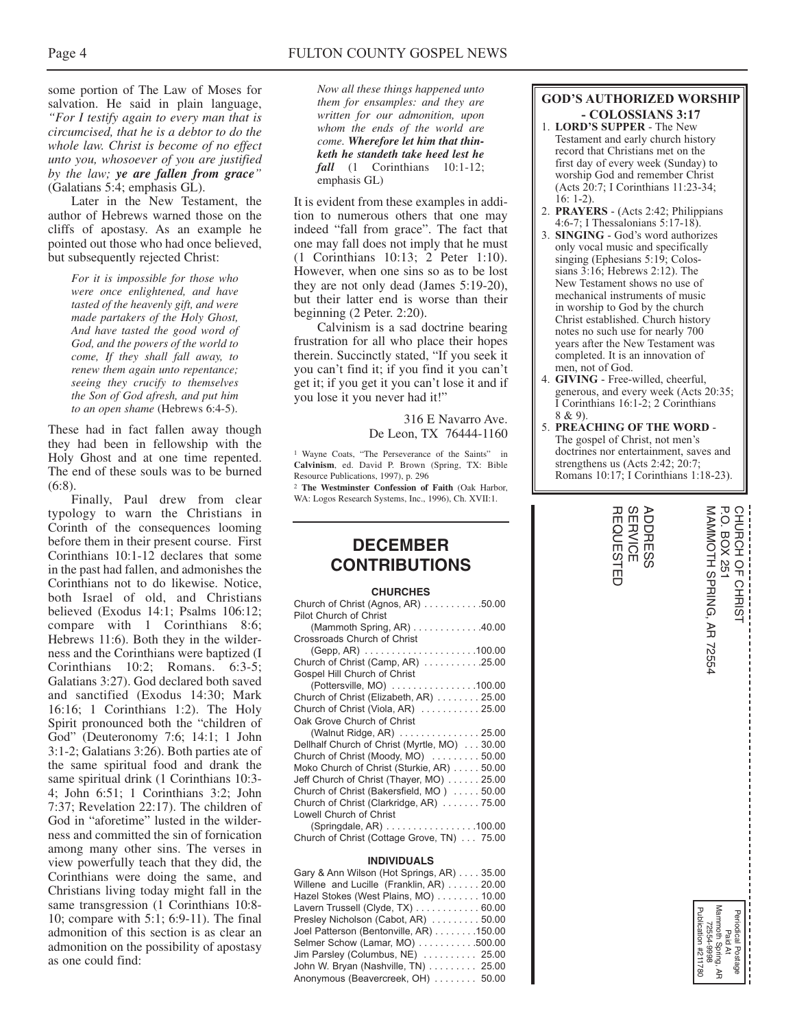some portion of The Law of Moses for salvation. He said in plain language, *"For I testify again to every man that is circumcised, that he is a debtor to do the whole law. Christ is become of no effect unto you, whosoever of you are justified by the law;* ***ye are fallen from grace"*** (Galatians 5:4; emphasis GL).

Later in the New Testament, the author of Hebrews warned those on the cliffs of apostasy. As an example he pointed out those who had once believed, but subsequently rejected Christ:

> *For it is impossible for those who were once enlightened, and have tasted of the heavenly gift, and were made partakers of the Holy Ghost, And have tasted the good word of God, and the powers of the world to come, If they shall fall away, to renew them again unto repentance; seeing they crucify to themselves the Son of God afresh, and put him to an open shame* (Hebrews 6:4-5).

These had in fact fallen away though they had been in fellowship with the Holy Ghost and at one time repented. The end of these souls was to be burned (6:8).

Finally, Paul drew from clear typology to warn the Christians in Corinth of the consequences looming before them in their present course. First Corinthians 10:1-12 declares that some in the past had fallen, and admonishes the Corinthians not to do likewise. Notice, both Israel of old, and Christians believed (Exodus 14:1; Psalms 106:12; compare with 1 Corinthians 8:6; Hebrews 11:6). Both they in the wilderness and the Corinthians were baptized (I Corinthians 10:2; Romans. 6:3-5; Galatians 3:27). God declared both saved and sanctified (Exodus 14:30; Mark 16:16; 1 Corinthians 1:2). The Holy Spirit pronounced both the "children of God" (Deuteronomy 7:6; 14:1; 1 John 3:1-2; Galatians 3:26). Both parties ate of the same spiritual food and drank the same spiritual drink (1 Corinthians 10:3-4; John 6:51; 1 Corinthians 3:2; John 7:37; Revelation 22:17). The children of God in "aforetime" lusted in the wilderness and committed the sin of fornication among many other sins. The verses in view powerfully teach that they did, the Corinthians were doing the same, and Christians living today might fall in the same transgression (1 Corinthians 10:8-10; compare with 5:1; 6:9-11). The final admonition of this section is as clear an admonition on the possibility of apostasy as one could find:

> *Now all these things happened unto them for ensamples: and they are written for our admonition, upon whom the ends of the world are come.* ***Wherefore let him that thinketh he standeth take heed lest he fall*** (1 Corinthians 10:1-12; emphasis GL)

It is evident from these examples in addition to numerous others that one may indeed "fall from grace". The fact that one may fall does not imply that he must (1 Corinthians 10:13; 2 Peter 1:10). However, when one sins so as to be lost they are not only dead (James 5:19-20), but their latter end is worse than their beginning (2 Peter. 2:20).

Calvinism is a sad doctrine bearing frustration for all who place their hopes therein. Succinctly stated, "If you seek it you can't find it; if you find it you can't get it; if you get it you can't lose it and if you lose it you never had it!"

316 E Navarro Ave.
De Leon, TX 76444-1160

[1] Wayne Coats, "The Perseverance of the Saints" in **Calvinism**, ed. David P. Brown (Spring, TX: Bible Resource Publications, 1997), p. 296

[2] **The Westminster Confession of Faith** (Oak Harbor, WA: Logos Research Systems, Inc., 1996), Ch. XVII:1.

## DECEMBER CONTRIBUTIONS

### CHURCHES

Church of Christ (Agnos, AR) . . . . . . . . . . .50.00
Pilot Church of Christ (Mammoth Spring, AR) . . . . . . . . . . . .40.00
Crossroads Church of Christ (Gepp, AR) . . . . . . . . . . . . . . . . . . . .100.00
Church of Christ (Camp, AR) . . . . . . . . . . .25.00
Gospel Hill Church of Christ (Pottersville, MO) . . . . . . . . . . . . . . .100.00
Church of Christ (Elizabeth, AR) . . . . . . . . 25.00
Church of Christ (Viola, AR) . . . . . . . . . . . 25.00
Oak Grove Church of Christ (Walnut Ridge, AR) . . . . . . . . . . . . . . . 25.00
Dellhalf Church of Christ (Myrtle, MO) . . . 30.00
Church of Christ (Moody, MO) . . . . . . . . . 50.00
Moko Church of Christ (Sturkie, AR) . . . . . 50.00
Jeff Church of Christ (Thayer, MO) . . . . . . 25.00
Church of Christ (Bakersfield, MO ) . . . . . 50.00
Church of Christ (Clarkridge, AR) . . . . . . . 75.00
Lowell Church of Christ (Springdale, AR) . . . . . . . . . . . . . . . . .100.00
Church of Christ (Cottage Grove, TN) . . . 75.00

### INDIVIDUALS

Gary & Ann Wilson (Hot Springs, AR) . . . . 35.00
Willene and Lucille (Franklin, AR) . . . . . . 20.00
Hazel Stokes (West Plains, MO) . . . . . . . . 10.00
Lavern Trussell (Clyde, TX) . . . . . . . . . . . . 60.00
Presley Nicholson (Cabot, AR) . . . . . . . . . 50.00
Joel Patterson (Bentonville, AR) . . . . . . . .150.00
Selmer Schow (Lamar, MO) . . . . . . . . . . .500.00
Jim Parsley (Columbus, NE) . . . . . . . . . . 25.00
John W. Bryan (Nashville, TN) . . . . . . . . . 25.00
Anonymous (Beavercreek, OH) . . . . . . . . 50.00

## GOD'S AUTHORIZED WORSHIP - COLOSSIANS 3:17

1. **LORD'S SUPPER** - The New Testament and early church history record that Christians met on the first day of every week (Sunday) to worship God and remember Christ (Acts 20:7; I Corinthians 11:23-34; 16: 1-2).
2. **PRAYERS** - (Acts 2:42; Philippians 4:6-7; I Thessalonians 5:17-18).
3. **SINGING** - God's word authorizes only vocal music and specifically singing (Ephesians 5:19; Colossians 3:16; Hebrews 2:12). The New Testament shows no use of mechanical instruments of music in worship to God by the church Christ established. Church history notes no such use for nearly 700 years after the New Testament was completed. It is an innovation of men, not of God.
4. **GIVING** - Free-willed, cheerful, generous, and every week (Acts 20:35; I Corinthians 16:1-2; 2 Corinthians 8 & 9).
5. **PREACHING OF THE WORD** - The gospel of Christ, not men's doctrines nor entertainment, saves and strengthens us (Acts 2:42; 20:7; Romans 10:17; I Corinthians 1:18-23).

CHURCH OF CHRIST
P.O. BOX 251
MAMMOTH SPRING, AR 72554

ADDRESS SERVICE REQUESTED

Periodical Postage Paid At Mammoth Spring, AR 72554-9998 Publication #211780